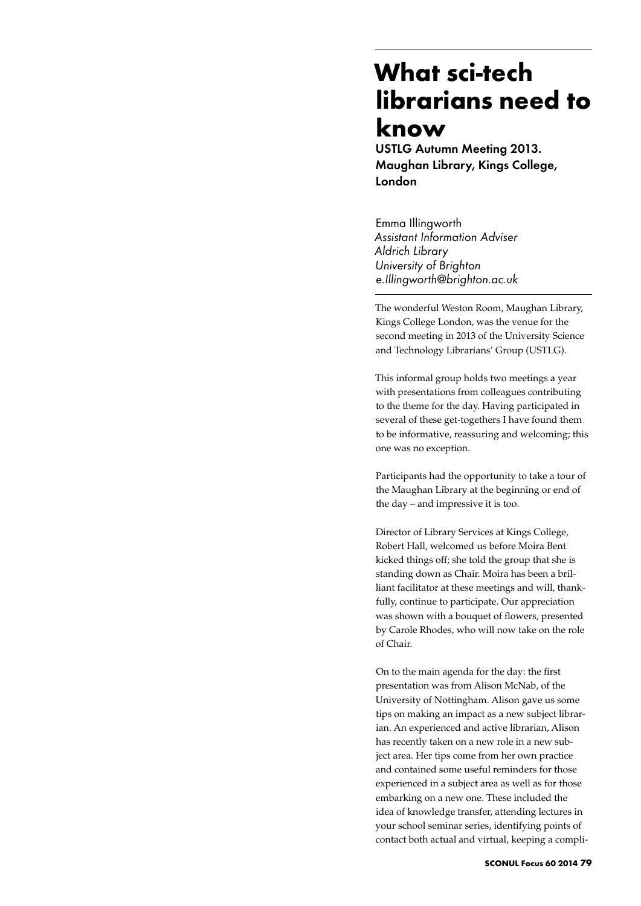# What sci-tech librarians need to know

## USTLG Autumn Meeting 2013. Maughan Library, Kings College, London

Emma Illingworth
*Assistant Information Adviser*
*Aldrich Library*
*University of Brighton*
*e.Illingworth@brighton.ac.uk*

The wonderful Weston Room, Maughan Library, Kings College London, was the venue for the second meeting in 2013 of the University Science and Technology Librarians' Group (USTLG).

This informal group holds two meetings a year with presentations from colleagues contributing to the theme for the day. Having participated in several of these get-togethers I have found them to be informative, reassuring and welcoming; this one was no exception.

Participants had the opportunity to take a tour of the Maughan Library at the beginning or end of the day – and impressive it is too.

Director of Library Services at Kings College, Robert Hall, welcomed us before Moira Bent kicked things off; she told the group that she is standing down as Chair. Moira has been a brilliant facilitator at these meetings and will, thankfully, continue to participate. Our appreciation was shown with a bouquet of flowers, presented by Carole Rhodes, who will now take on the role of Chair.

On to the main agenda for the day: the first presentation was from Alison McNab, of the University of Nottingham. Alison gave us some tips on making an impact as a new subject librarian. An experienced and active librarian, Alison has recently taken on a new role in a new subject area. Her tips come from her own practice and contained some useful reminders for those experienced in a subject area as well as for those embarking on a new one. These included the idea of knowledge transfer, attending lectures in your school seminar series, identifying points of contact both actual and virtual, keeping a compli-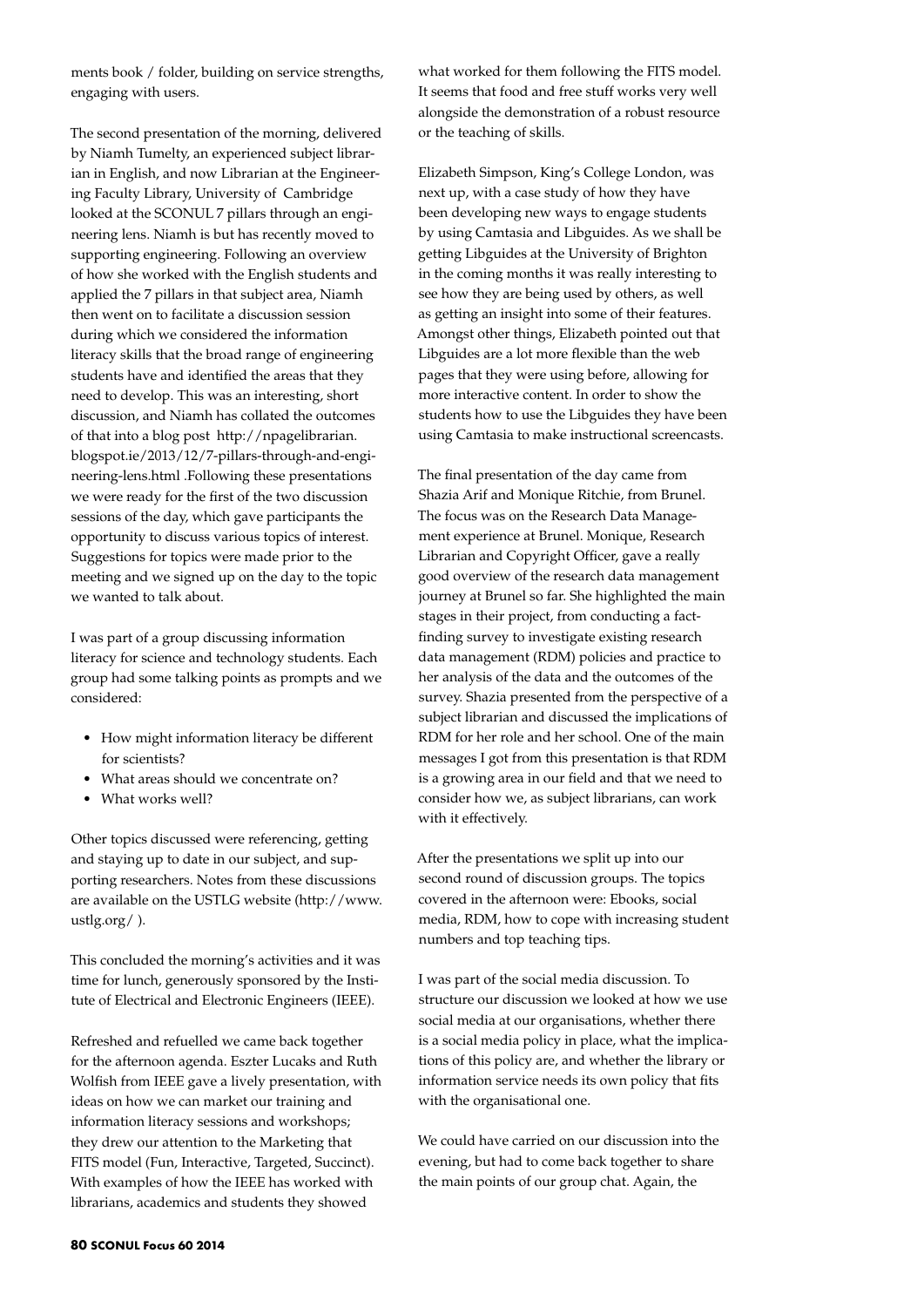ments book / folder, building on service strengths, engaging with users.

The second presentation of the morning, delivered by Niamh Tumelty, an experienced subject librarian in English, and now Librarian at the Engineering Faculty Library, University of Cambridge looked at the SCONUL 7 pillars through an engineering lens. Niamh is but has recently moved to supporting engineering. Following an overview of how she worked with the English students and applied the 7 pillars in that subject area, Niamh then went on to facilitate a discussion session during which we considered the information literacy skills that the broad range of engineering students have and identified the areas that they need to develop. This was an interesting, short discussion, and Niamh has collated the outcomes of that into a blog post http://npagelibrarian.blogspot.ie/2013/12/7-pillars-through-and-engineering-lens.html .Following these presentations we were ready for the first of the two discussion sessions of the day, which gave participants the opportunity to discuss various topics of interest. Suggestions for topics were made prior to the meeting and we signed up on the day to the topic we wanted to talk about.

I was part of a group discussing information literacy for science and technology students. Each group had some talking points as prompts and we considered:

- How might information literacy be different for scientists?
- What areas should we concentrate on?
- What works well?

Other topics discussed were referencing, getting and staying up to date in our subject, and supporting researchers. Notes from these discussions are available on the USTLG website (http://www.ustlg.org/ ).

This concluded the morning's activities and it was time for lunch, generously sponsored by the Institute of Electrical and Electronic Engineers (IEEE).

Refreshed and refuelled we came back together for the afternoon agenda. Eszter Lucaks and Ruth Wolfish from IEEE gave a lively presentation, with ideas on how we can market our training and information literacy sessions and workshops; they drew our attention to the Marketing that FITS model (Fun, Interactive, Targeted, Succinct). With examples of how the IEEE has worked with librarians, academics and students they showed what worked for them following the FITS model. It seems that food and free stuff works very well alongside the demonstration of a robust resource or the teaching of skills.

Elizabeth Simpson, King's College London, was next up, with a case study of how they have been developing new ways to engage students by using Camtasia and Libguides. As we shall be getting Libguides at the University of Brighton in the coming months it was really interesting to see how they are being used by others, as well as getting an insight into some of their features. Amongst other things, Elizabeth pointed out that Libguides are a lot more flexible than the web pages that they were using before, allowing for more interactive content. In order to show the students how to use the Libguides they have been using Camtasia to make instructional screencasts.

The final presentation of the day came from Shazia Arif and Monique Ritchie, from Brunel. The focus was on the Research Data Management experience at Brunel. Monique, Research Librarian and Copyright Officer, gave a really good overview of the research data management journey at Brunel so far. She highlighted the main stages in their project, from conducting a fact-finding survey to investigate existing research data management (RDM) policies and practice to her analysis of the data and the outcomes of the survey. Shazia presented from the perspective of a subject librarian and discussed the implications of RDM for her role and her school. One of the main messages I got from this presentation is that RDM is a growing area in our field and that we need to consider how we, as subject librarians, can work with it effectively.

After the presentations we split up into our second round of discussion groups. The topics covered in the afternoon were: Ebooks, social media, RDM, how to cope with increasing student numbers and top teaching tips.

I was part of the social media discussion. To structure our discussion we looked at how we use social media at our organisations, whether there is a social media policy in place, what the implications of this policy are, and whether the library or information service needs its own policy that fits with the organisational one.

We could have carried on our discussion into the evening, but had to come back together to share the main points of our group chat. Again, the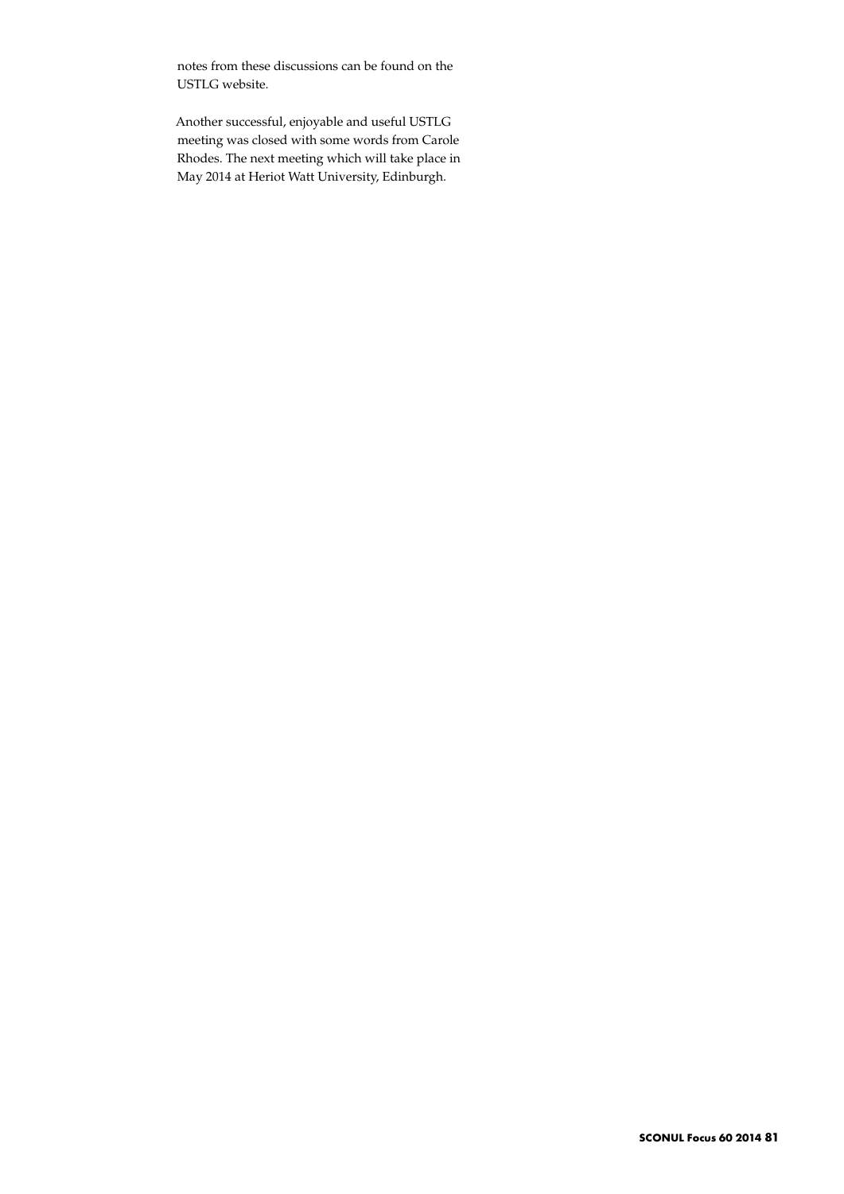notes from these discussions can be found on the USTLG website.

Another successful, enjoyable and useful USTLG meeting was closed with some words from Carole Rhodes. The next meeting which will take place in May 2014 at Heriot Watt University, Edinburgh.